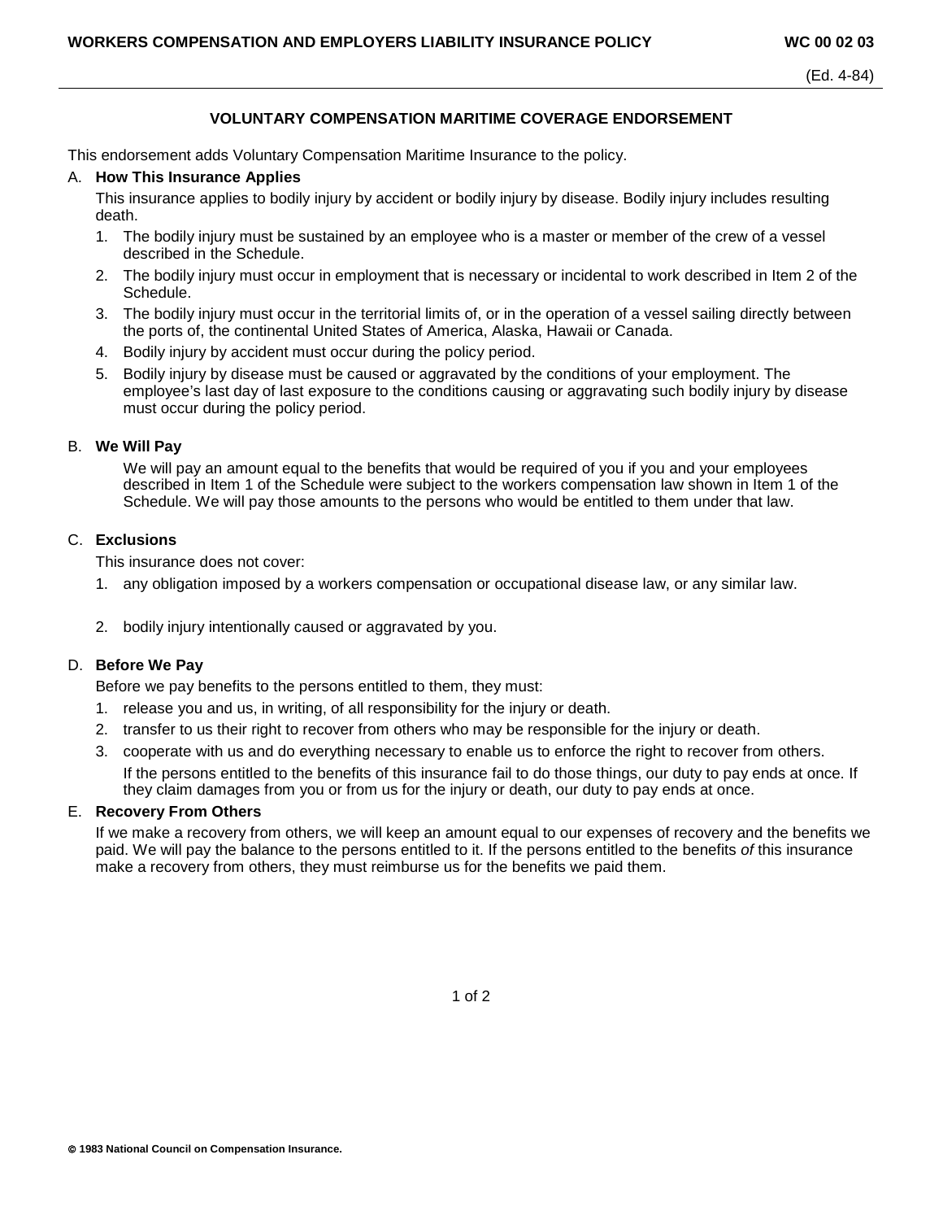**WORKERS COMPENSATION AND EMPLOYERS LIABILITY INSURANCE POLICY** **WC 00 02 03**

(Ed. 4-84)

## VOLUNTARY COMPENSATION MARITIME COVERAGE ENDORSEMENT

This endorsement adds Voluntary Compensation Maritime Insurance to the policy.

A. **How This Insurance Applies**

This insurance applies to bodily injury by accident or bodily injury by disease. Bodily injury includes resulting death.

1. The bodily injury must be sustained by an employee who is a master or member of the crew of a vessel described in the Schedule.
2. The bodily injury must occur in employment that is necessary or incidental to work described in Item 2 of the Schedule.
3. The bodily injury must occur in the territorial limits of, or in the operation of a vessel sailing directly between the ports of, the continental United States of America, Alaska, Hawaii or Canada.
4. Bodily injury by accident must occur during the policy period.
5. Bodily injury by disease must be caused or aggravated by the conditions of your employment. The employee's last day of last exposure to the conditions causing or aggravating such bodily injury by disease must occur during the policy period.

B. **We Will Pay**

We will pay an amount equal to the benefits that would be required of you if you and your employees described in Item 1 of the Schedule were subject to the workers compensation law shown in Item 1 of the Schedule. We will pay those amounts to the persons who would be entitled to them under that law.

C. **Exclusions**

This insurance does not cover:

1. any obligation imposed by a workers compensation or occupational disease law, or any similar law.
2. bodily injury intentionally caused or aggravated by you.

D. **Before We Pay**

Before we pay benefits to the persons entitled to them, they must:

1. release you and us, in writing, of all responsibility for the injury or death.
2. transfer to us their right to recover from others who may be responsible for the injury or death.
3. cooperate with us and do everything necessary to enable us to enforce the right to recover from others.

If the persons entitled to the benefits of this insurance fail to do those things, our duty to pay ends at once. If they claim damages from you or from us for the injury or death, our duty to pay ends at once.

E. **Recovery From Others**

If we make a recovery from others, we will keep an amount equal to our expenses of recovery and the benefits we paid. We will pay the balance to the persons entitled to it. If the persons entitled to the benefits *of* this insurance make a recovery from others, they must reimburse us for the benefits we paid them.

**© 1983 National Council on Compensation Insurance.**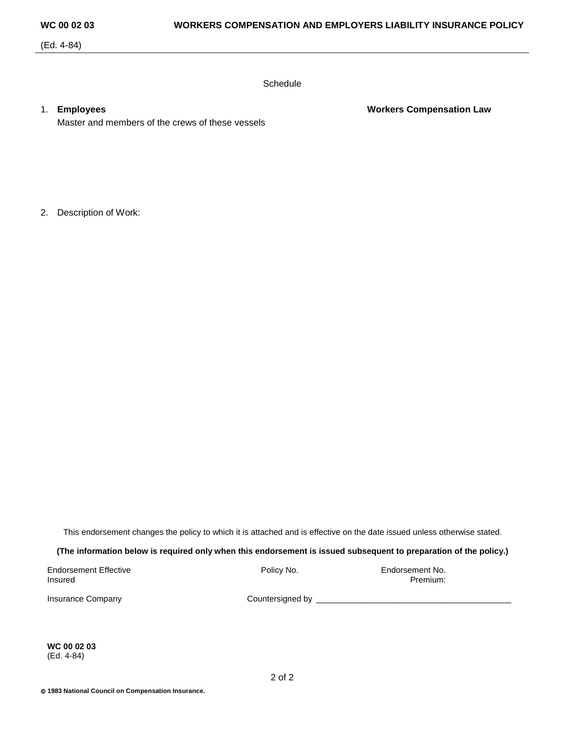Schedule

1. **Employees** **Workers Compensation Law**

   Master and members of the crews of these vessels

2. Description of Work:

This endorsement changes the policy to which it is attached and is effective on the date issued unless otherwise stated.

**(The information below is required only when this endorsement is issued subsequent to preparation of the policy.)**

Endorsement Effective Policy No. Endorsement No.
Insured Premium:

Insurance Company Countersigned by ____________________________________________

**WC 00 02 03**
(Ed. 4-84)

© 1983 National Council on Compensation Insurance.